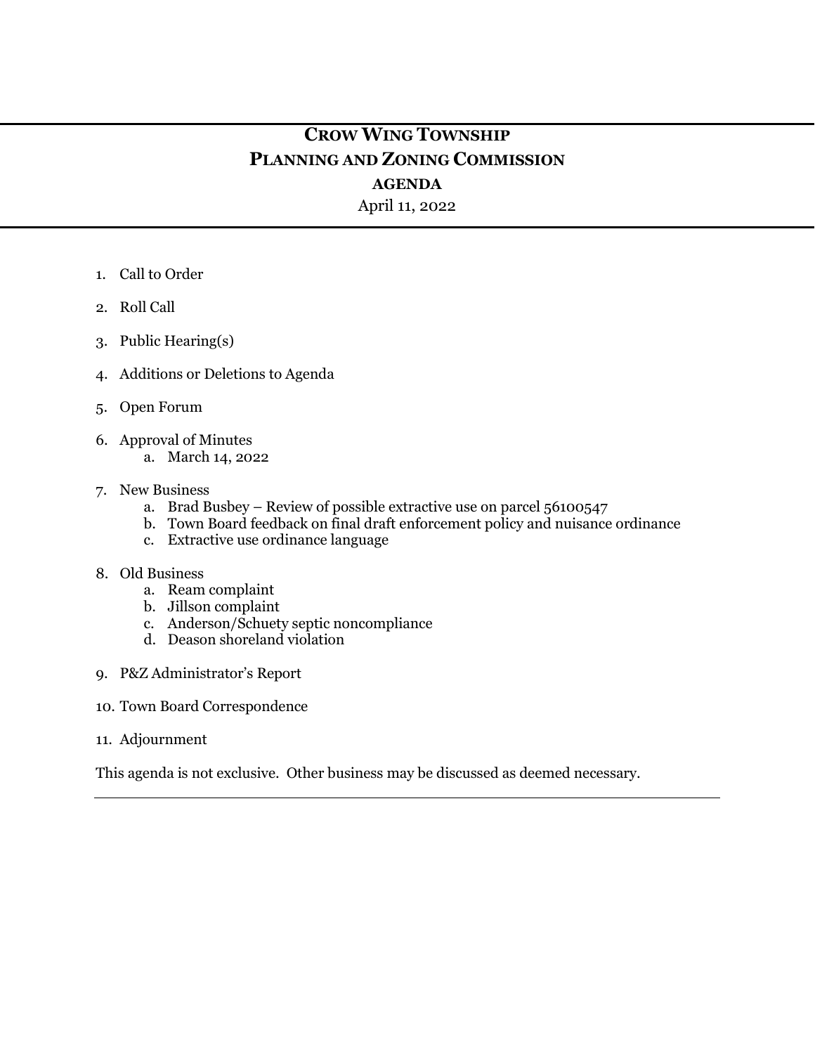# CROW WING TOWNSHIP
## PLANNING AND ZONING COMMISSION
### AGENDA

April 11, 2022

1. Call to Order
2. Roll Call
3. Public Hearing(s)
4. Additions or Deletions to Agenda
5. Open Forum
6. Approval of Minutes
   a. March 14, 2022
7. New Business
   a. Brad Busbey – Review of possible extractive use on parcel 56100547
   b. Town Board feedback on final draft enforcement policy and nuisance ordinance
   c. Extractive use ordinance language
8. Old Business
   a. Ream complaint
   b. Jillson complaint
   c. Anderson/Schuety septic noncompliance
   d. Deason shoreland violation
9. P&Z Administrator's Report
10. Town Board Correspondence
11. Adjournment

This agenda is not exclusive. Other business may be discussed as deemed necessary.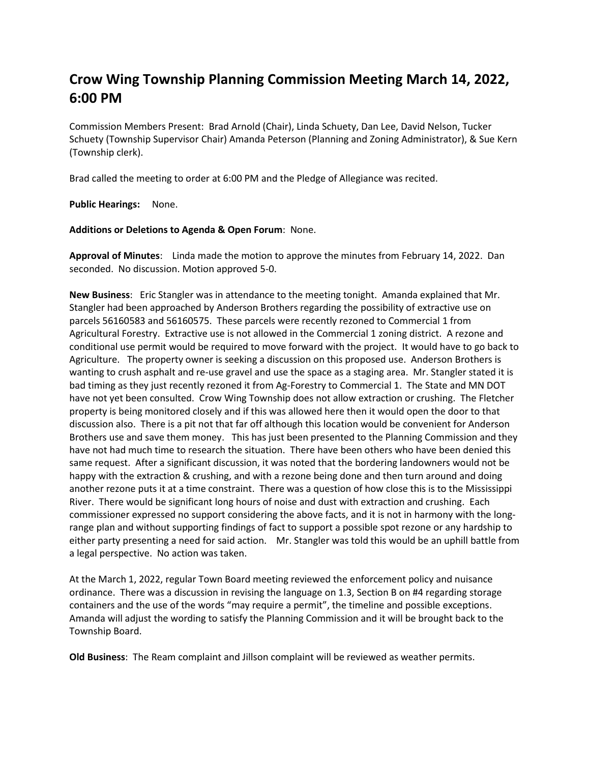# Crow Wing Township Planning Commission Meeting March 14, 2022, 6:00 PM

Commission Members Present: Brad Arnold (Chair), Linda Schuety, Dan Lee, David Nelson, Tucker Schuety (Township Supervisor Chair) Amanda Peterson (Planning and Zoning Administrator), & Sue Kern (Township clerk).

Brad called the meeting to order at 6:00 PM and the Pledge of Allegiance was recited.

**Public Hearings:** None.

**Additions or Deletions to Agenda & Open Forum**: None.

**Approval of Minutes**: Linda made the motion to approve the minutes from February 14, 2022. Dan seconded. No discussion. Motion approved 5-0.

**New Business**: Eric Stangler was in attendance to the meeting tonight. Amanda explained that Mr. Stangler had been approached by Anderson Brothers regarding the possibility of extractive use on parcels 56160583 and 56160575. These parcels were recently rezoned to Commercial 1 from Agricultural Forestry. Extractive use is not allowed in the Commercial 1 zoning district. A rezone and conditional use permit would be required to move forward with the project. It would have to go back to Agriculture. The property owner is seeking a discussion on this proposed use. Anderson Brothers is wanting to crush asphalt and re-use gravel and use the space as a staging area. Mr. Stangler stated it is bad timing as they just recently rezoned it from Ag-Forestry to Commercial 1. The State and MN DOT have not yet been consulted. Crow Wing Township does not allow extraction or crushing. The Fletcher property is being monitored closely and if this was allowed here then it would open the door to that discussion also. There is a pit not that far off although this location would be convenient for Anderson Brothers use and save them money. This has just been presented to the Planning Commission and they have not had much time to research the situation. There have been others who have been denied this same request. After a significant discussion, it was noted that the bordering landowners would not be happy with the extraction & crushing, and with a rezone being done and then turn around and doing another rezone puts it at a time constraint. There was a question of how close this is to the Mississippi River. There would be significant long hours of noise and dust with extraction and crushing. Each commissioner expressed no support considering the above facts, and it is not in harmony with the long-range plan and without supporting findings of fact to support a possible spot rezone or any hardship to either party presenting a need for said action. Mr. Stangler was told this would be an uphill battle from a legal perspective. No action was taken.

At the March 1, 2022, regular Town Board meeting reviewed the enforcement policy and nuisance ordinance. There was a discussion in revising the language on 1.3, Section B on #4 regarding storage containers and the use of the words "may require a permit", the timeline and possible exceptions. Amanda will adjust the wording to satisfy the Planning Commission and it will be brought back to the Township Board.

**Old Business**: The Ream complaint and Jillson complaint will be reviewed as weather permits.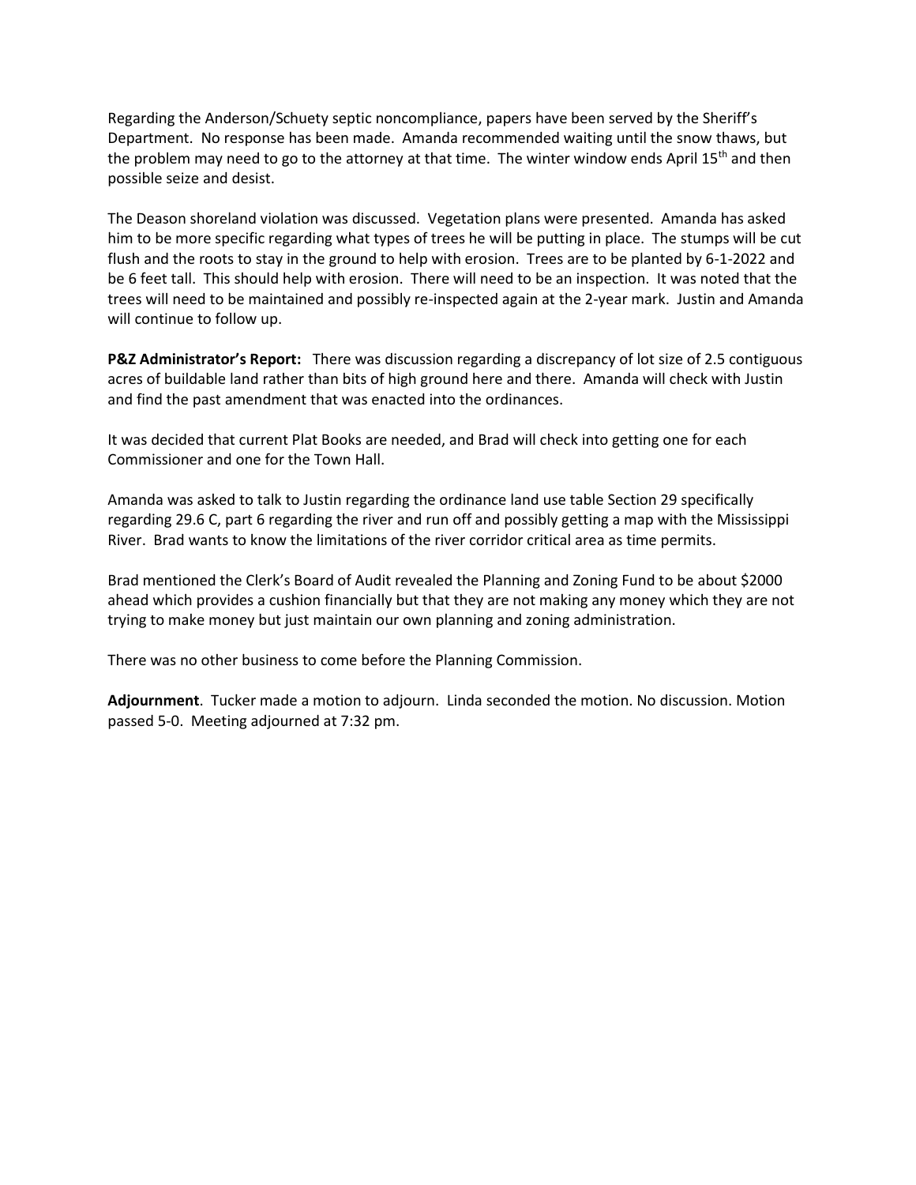Regarding the Anderson/Schuety septic noncompliance, papers have been served by the Sheriff's Department. No response has been made. Amanda recommended waiting until the snow thaws, but the problem may need to go to the attorney at that time. The winter window ends April 15th and then possible seize and desist.

The Deason shoreland violation was discussed. Vegetation plans were presented. Amanda has asked him to be more specific regarding what types of trees he will be putting in place. The stumps will be cut flush and the roots to stay in the ground to help with erosion. Trees are to be planted by 6-1-2022 and be 6 feet tall. This should help with erosion. There will need to be an inspection. It was noted that the trees will need to be maintained and possibly re-inspected again at the 2-year mark. Justin and Amanda will continue to follow up.

**P&Z Administrator's Report:** There was discussion regarding a discrepancy of lot size of 2.5 contiguous acres of buildable land rather than bits of high ground here and there. Amanda will check with Justin and find the past amendment that was enacted into the ordinances.

It was decided that current Plat Books are needed, and Brad will check into getting one for each Commissioner and one for the Town Hall.

Amanda was asked to talk to Justin regarding the ordinance land use table Section 29 specifically regarding 29.6 C, part 6 regarding the river and run off and possibly getting a map with the Mississippi River. Brad wants to know the limitations of the river corridor critical area as time permits.

Brad mentioned the Clerk's Board of Audit revealed the Planning and Zoning Fund to be about $2000 ahead which provides a cushion financially but that they are not making any money which they are not trying to make money but just maintain our own planning and zoning administration.

There was no other business to come before the Planning Commission.

**Adjournment**. Tucker made a motion to adjourn. Linda seconded the motion. No discussion. Motion passed 5-0. Meeting adjourned at 7:32 pm.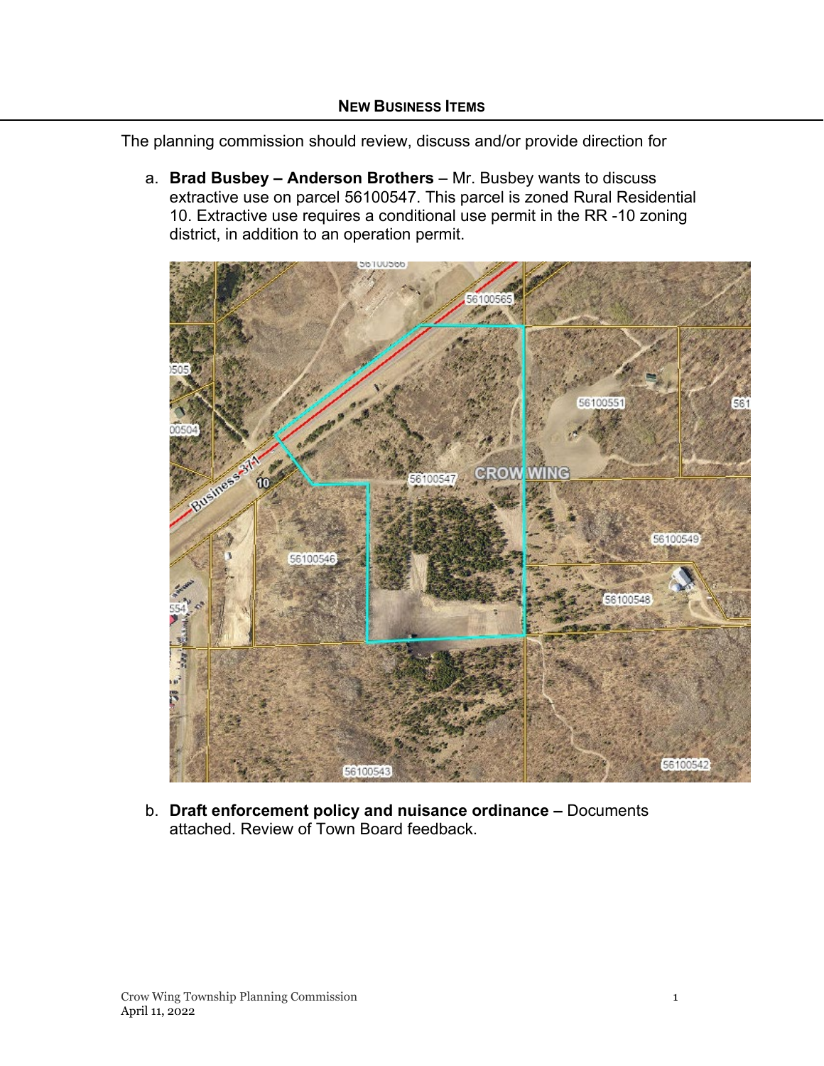## NEW BUSINESS ITEMS

The planning commission should review, discuss and/or provide direction for

a. **Brad Busbey – Anderson Brothers** – Mr. Busbey wants to discuss extractive use on parcel 56100547. This parcel is zoned Rural Residential 10. Extractive use requires a conditional use permit in the RR -10 zoning district, in addition to an operation permit.

b. **Draft enforcement policy and nuisance ordinance –** Documents attached. Review of Town Board feedback.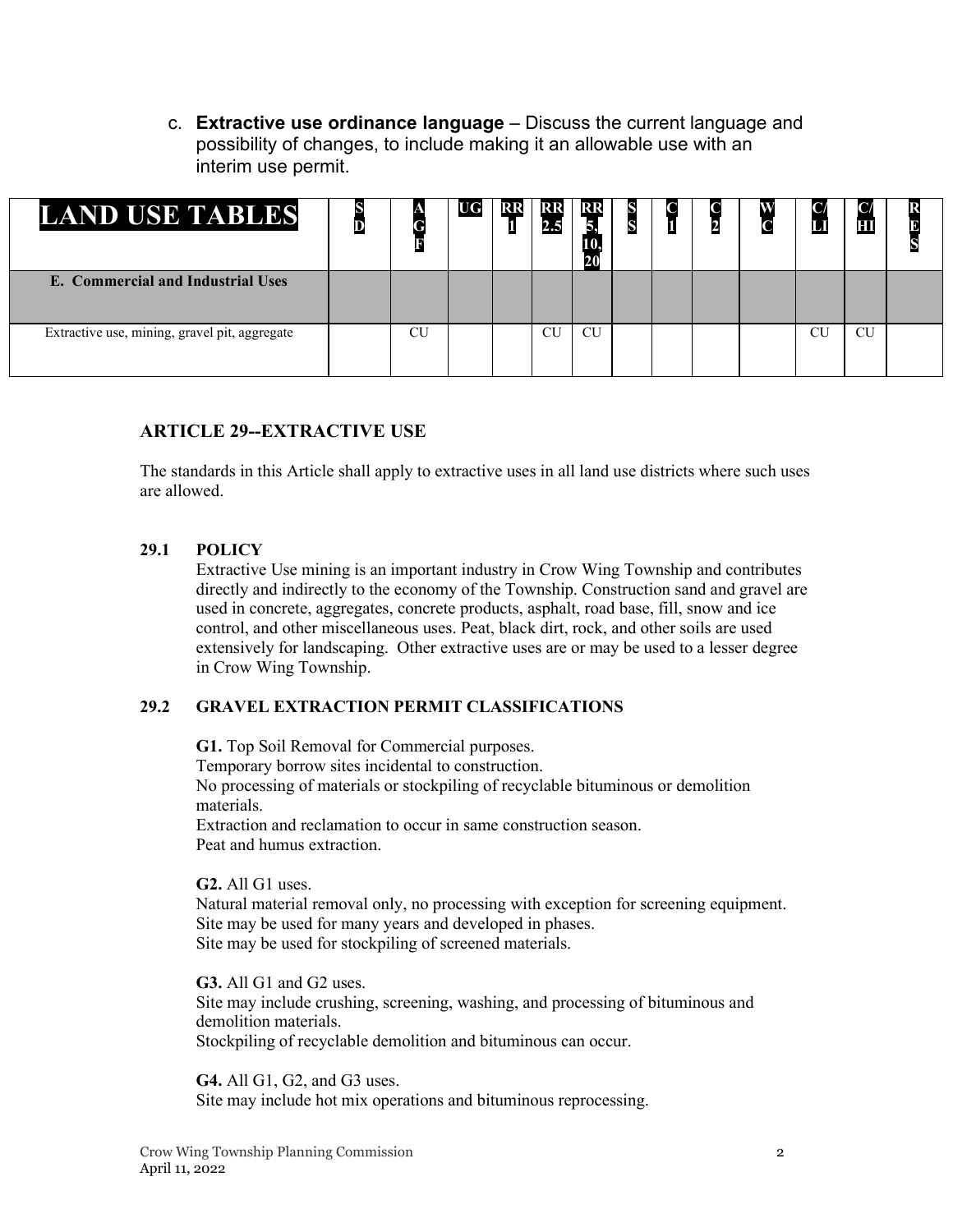c. **Extractive use ordinance language** – Discuss the current language and possibility of changes, to include making it an allowable use with an interim use permit.

| LAND USE TABLES | SD | AGF | UG | RR 1 | RR 2.5 | RR 5, 10, 20 | SS | C 1 | C 2 | WC | C/ LI | C/ HI | RES |
|---|---|---|---|---|---|---|---|---|---|---|---|---|---|
| **E. Commercial and Industrial Uses** | | | | | | | | | | | | | |
| Extractive use, mining, gravel pit, aggregate | | CU | | | CU | CU | | | | | CU | CU | |

### ARTICLE 29--EXTRACTIVE USE

The standards in this Article shall apply to extractive uses in all land use districts where such uses are allowed.

#### 29.1 POLICY

Extractive Use mining is an important industry in Crow Wing Township and contributes directly and indirectly to the economy of the Township. Construction sand and gravel are used in concrete, aggregates, concrete products, asphalt, road base, fill, snow and ice control, and other miscellaneous uses. Peat, black dirt, rock, and other soils are used extensively for landscaping. Other extractive uses are or may be used to a lesser degree in Crow Wing Township.

#### 29.2 GRAVEL EXTRACTION PERMIT CLASSIFICATIONS

**G1.** Top Soil Removal for Commercial purposes.
Temporary borrow sites incidental to construction.
No processing of materials or stockpiling of recyclable bituminous or demolition materials.
Extraction and reclamation to occur in same construction season.
Peat and humus extraction.

**G2.** All G1 uses.
Natural material removal only, no processing with exception for screening equipment.
Site may be used for many years and developed in phases.
Site may be used for stockpiling of screened materials.

**G3.** All G1 and G2 uses.
Site may include crushing, screening, washing, and processing of bituminous and demolition materials.
Stockpiling of recyclable demolition and bituminous can occur.

**G4.** All G1, G2, and G3 uses.
Site may include hot mix operations and bituminous reprocessing.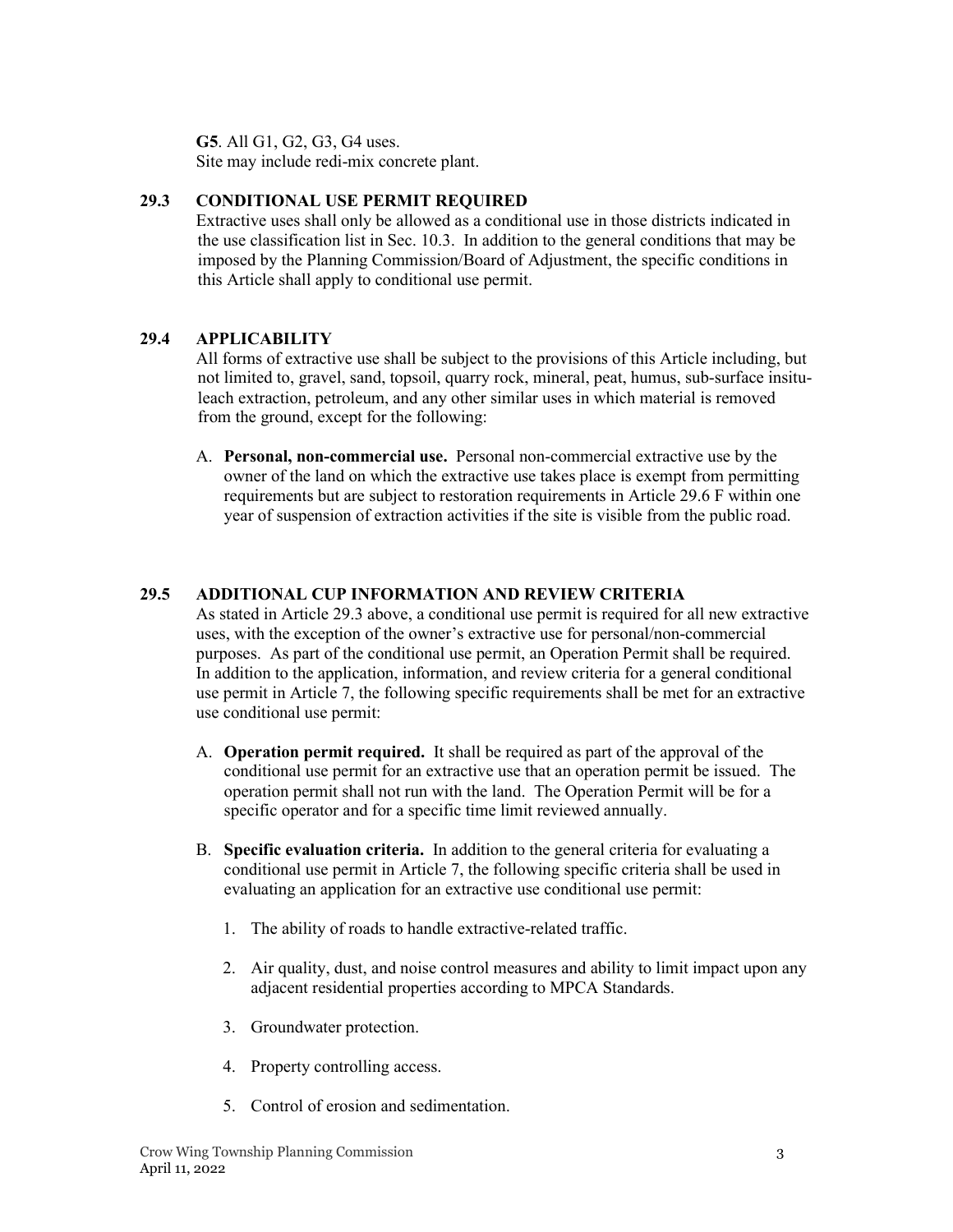**G5**. All G1, G2, G3, G4 uses.
Site may include redi-mix concrete plant.

## 29.3 CONDITIONAL USE PERMIT REQUIRED

Extractive uses shall only be allowed as a conditional use in those districts indicated in the use classification list in Sec. 10.3. In addition to the general conditions that may be imposed by the Planning Commission/Board of Adjustment, the specific conditions in this Article shall apply to conditional use permit.

## 29.4 APPLICABILITY

All forms of extractive use shall be subject to the provisions of this Article including, but not limited to, gravel, sand, topsoil, quarry rock, mineral, peat, humus, sub-surface insitu-leach extraction, petroleum, and any other similar uses in which material is removed from the ground, except for the following:

A. **Personal, non-commercial use.** Personal non-commercial extractive use by the owner of the land on which the extractive use takes place is exempt from permitting requirements but are subject to restoration requirements in Article 29.6 F within one year of suspension of extraction activities if the site is visible from the public road.

## 29.5 ADDITIONAL CUP INFORMATION AND REVIEW CRITERIA

As stated in Article 29.3 above, a conditional use permit is required for all new extractive uses, with the exception of the owner's extractive use for personal/non-commercial purposes. As part of the conditional use permit, an Operation Permit shall be required. In addition to the application, information, and review criteria for a general conditional use permit in Article 7, the following specific requirements shall be met for an extractive use conditional use permit:

A. **Operation permit required.** It shall be required as part of the approval of the conditional use permit for an extractive use that an operation permit be issued. The operation permit shall not run with the land. The Operation Permit will be for a specific operator and for a specific time limit reviewed annually.

B. **Specific evaluation criteria.** In addition to the general criteria for evaluating a conditional use permit in Article 7, the following specific criteria shall be used in evaluating an application for an extractive use conditional use permit:

   1. The ability of roads to handle extractive-related traffic.

   2. Air quality, dust, and noise control measures and ability to limit impact upon any adjacent residential properties according to MPCA Standards.

   3. Groundwater protection.

   4. Property controlling access.

   5. Control of erosion and sedimentation.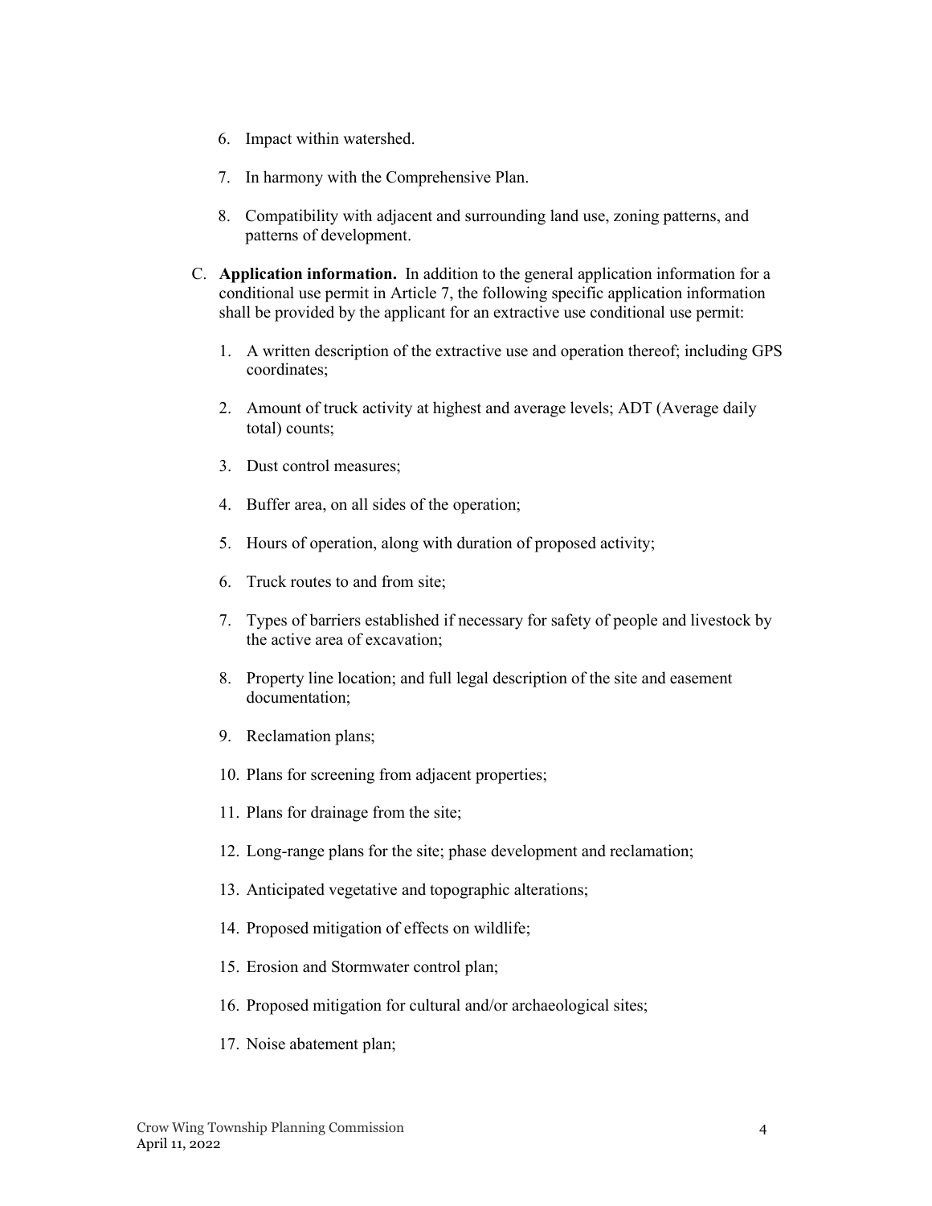6. Impact within watershed.

7. In harmony with the Comprehensive Plan.

8. Compatibility with adjacent and surrounding land use, zoning patterns, and patterns of development.

C. **Application information.** In addition to the general application information for a conditional use permit in Article 7, the following specific application information shall be provided by the applicant for an extractive use conditional use permit:

1. A written description of the extractive use and operation thereof; including GPS coordinates;

2. Amount of truck activity at highest and average levels; ADT (Average daily total) counts;

3. Dust control measures;

4. Buffer area, on all sides of the operation;

5. Hours of operation, along with duration of proposed activity;

6. Truck routes to and from site;

7. Types of barriers established if necessary for safety of people and livestock by the active area of excavation;

8. Property line location; and full legal description of the site and easement documentation;

9. Reclamation plans;

10. Plans for screening from adjacent properties;

11. Plans for drainage from the site;

12. Long-range plans for the site; phase development and reclamation;

13. Anticipated vegetative and topographic alterations;

14. Proposed mitigation of effects on wildlife;

15. Erosion and Stormwater control plan;

16. Proposed mitigation for cultural and/or archaeological sites;

17. Noise abatement plan;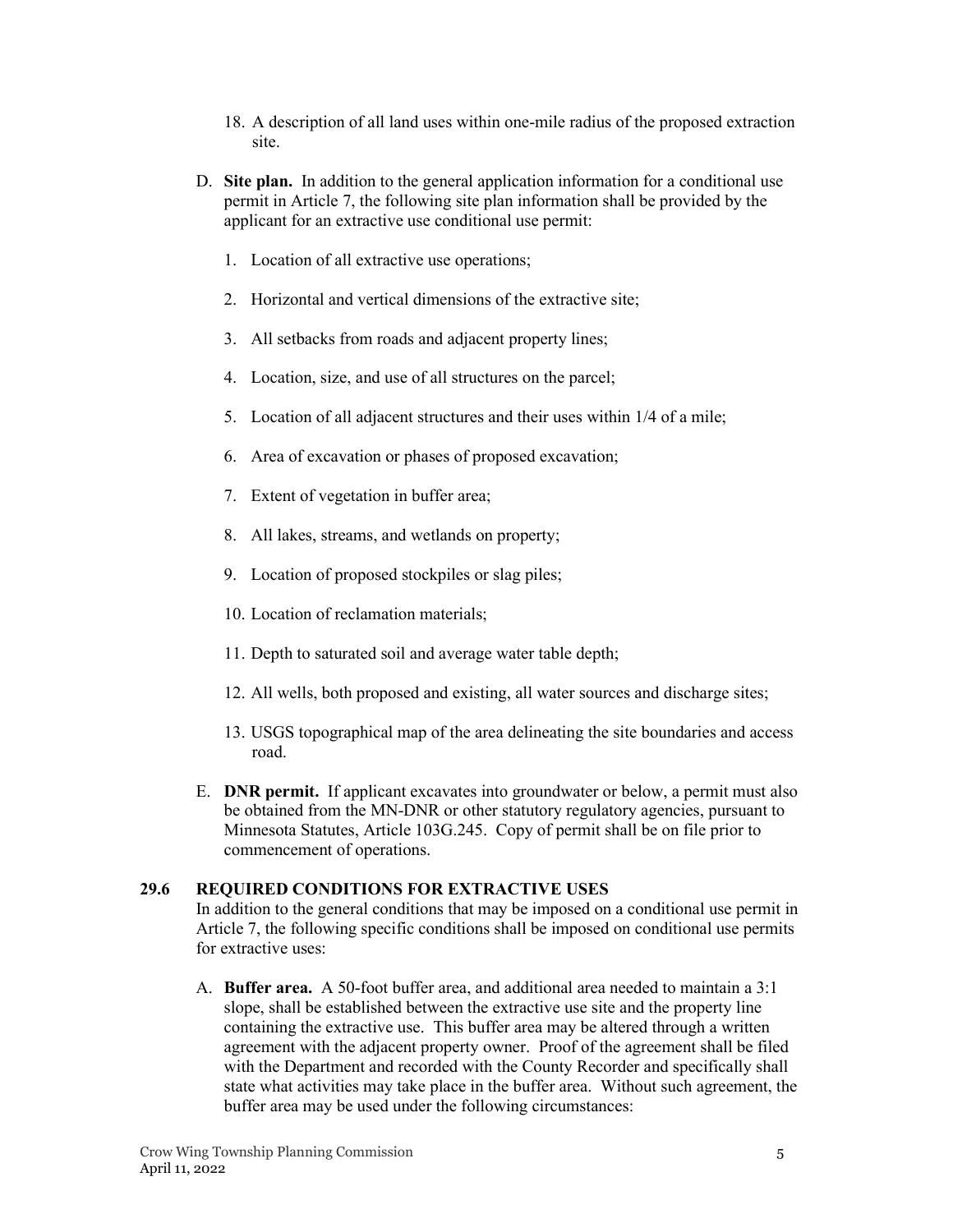18. A description of all land uses within one-mile radius of the proposed extraction site.

D. **Site plan.** In addition to the general application information for a conditional use permit in Article 7, the following site plan information shall be provided by the applicant for an extractive use conditional use permit:

   1. Location of all extractive use operations;
   2. Horizontal and vertical dimensions of the extractive site;
   3. All setbacks from roads and adjacent property lines;
   4. Location, size, and use of all structures on the parcel;
   5. Location of all adjacent structures and their uses within 1/4 of a mile;
   6. Area of excavation or phases of proposed excavation;
   7. Extent of vegetation in buffer area;
   8. All lakes, streams, and wetlands on property;
   9. Location of proposed stockpiles or slag piles;
   10. Location of reclamation materials;
   11. Depth to saturated soil and average water table depth;
   12. All wells, both proposed and existing, all water sources and discharge sites;
   13. USGS topographical map of the area delineating the site boundaries and access road.

E. **DNR permit.** If applicant excavates into groundwater or below, a permit must also be obtained from the MN-DNR or other statutory regulatory agencies, pursuant to Minnesota Statutes, Article 103G.245. Copy of permit shall be on file prior to commencement of operations.

## 29.6 REQUIRED CONDITIONS FOR EXTRACTIVE USES

In addition to the general conditions that may be imposed on a conditional use permit in Article 7, the following specific conditions shall be imposed on conditional use permits for extractive uses:

A. **Buffer area.** A 50-foot buffer area, and additional area needed to maintain a 3:1 slope, shall be established between the extractive use site and the property line containing the extractive use. This buffer area may be altered through a written agreement with the adjacent property owner. Proof of the agreement shall be filed with the Department and recorded with the County Recorder and specifically shall state what activities may take place in the buffer area. Without such agreement, the buffer area may be used under the following circumstances: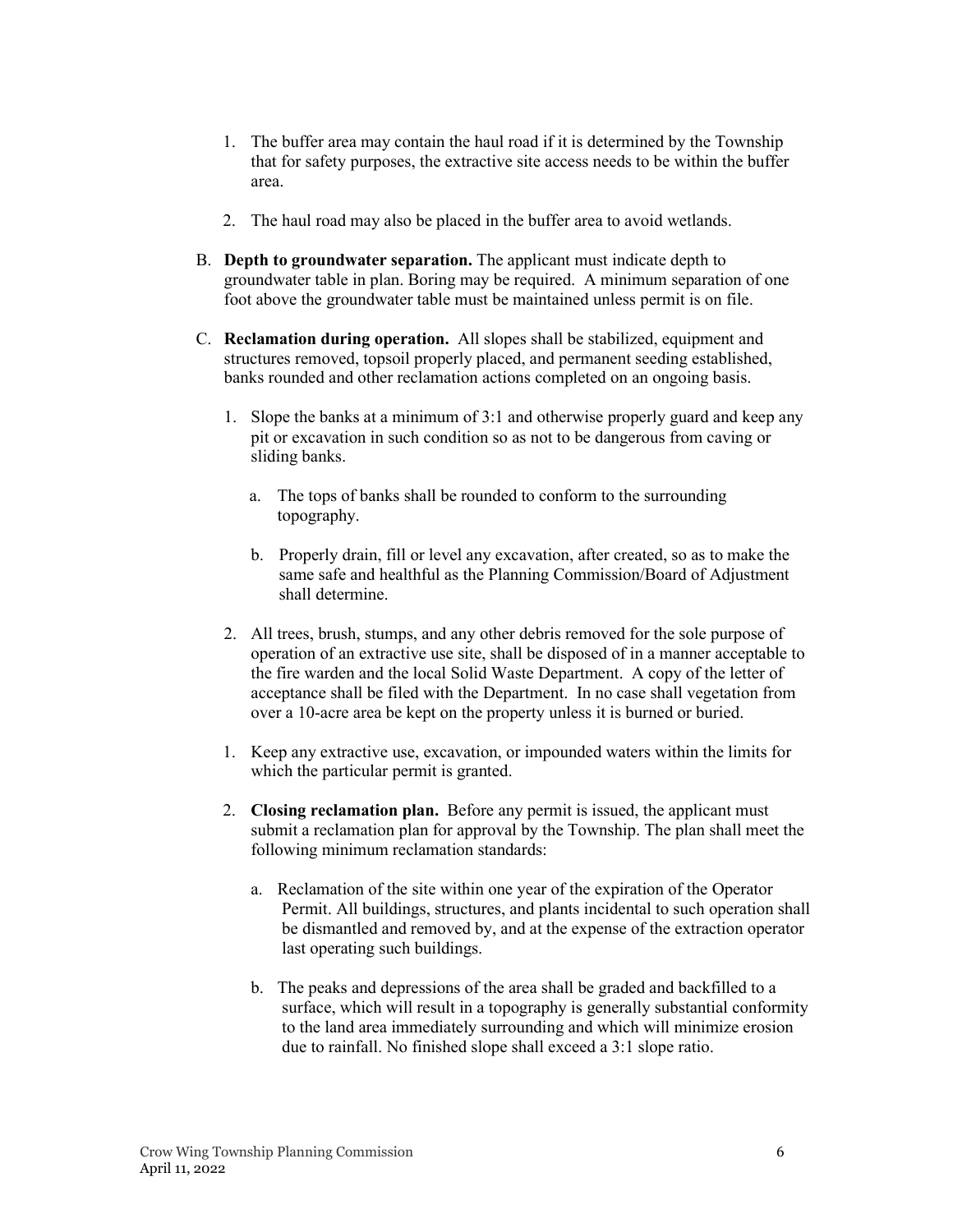1. The buffer area may contain the haul road if it is determined by the Township that for safety purposes, the extractive site access needs to be within the buffer area.

2. The haul road may also be placed in the buffer area to avoid wetlands.

B. **Depth to groundwater separation.** The applicant must indicate depth to groundwater table in plan. Boring may be required. A minimum separation of one foot above the groundwater table must be maintained unless permit is on file.

C. **Reclamation during operation.** All slopes shall be stabilized, equipment and structures removed, topsoil properly placed, and permanent seeding established, banks rounded and other reclamation actions completed on an ongoing basis.

   1. Slope the banks at a minimum of 3:1 and otherwise properly guard and keep any pit or excavation in such condition so as not to be dangerous from caving or sliding banks.

      a. The tops of banks shall be rounded to conform to the surrounding topography.

      b. Properly drain, fill or level any excavation, after created, so as to make the same safe and healthful as the Planning Commission/Board of Adjustment shall determine.

   2. All trees, brush, stumps, and any other debris removed for the sole purpose of operation of an extractive use site, shall be disposed of in a manner acceptable to the fire warden and the local Solid Waste Department. A copy of the letter of acceptance shall be filed with the Department. In no case shall vegetation from over a 10-acre area be kept on the property unless it is burned or buried.

   1. Keep any extractive use, excavation, or impounded waters within the limits for which the particular permit is granted.

   2. **Closing reclamation plan.** Before any permit is issued, the applicant must submit a reclamation plan for approval by the Township. The plan shall meet the following minimum reclamation standards:

      a. Reclamation of the site within one year of the expiration of the Operator Permit. All buildings, structures, and plants incidental to such operation shall be dismantled and removed by, and at the expense of the extraction operator last operating such buildings.

      b. The peaks and depressions of the area shall be graded and backfilled to a surface, which will result in a topography is generally substantial conformity to the land area immediately surrounding and which will minimize erosion due to rainfall. No finished slope shall exceed a 3:1 slope ratio.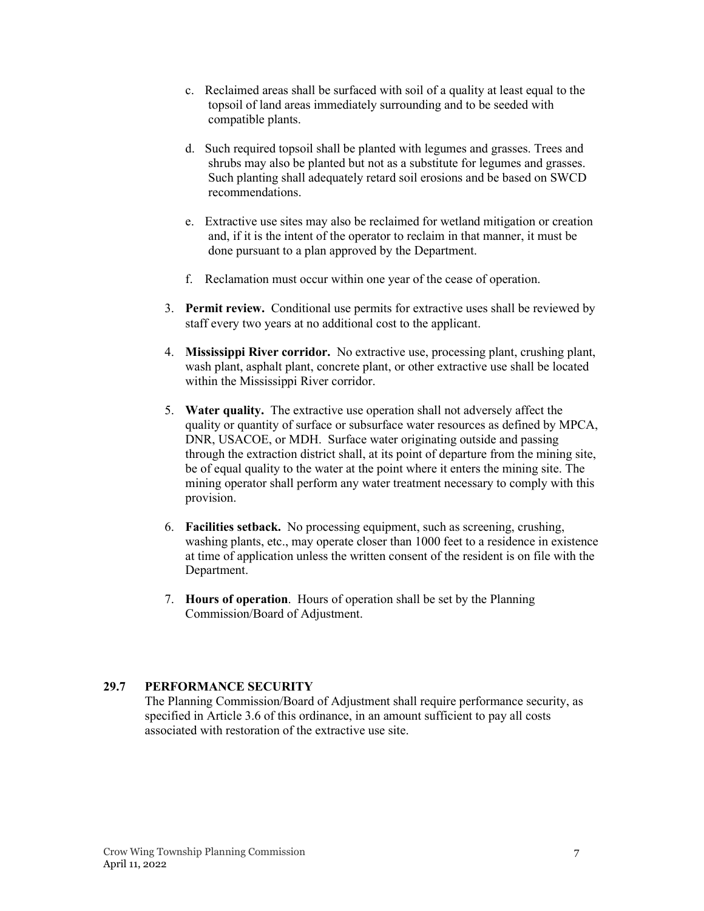c. Reclaimed areas shall be surfaced with soil of a quality at least equal to the topsoil of land areas immediately surrounding and to be seeded with compatible plants.

d. Such required topsoil shall be planted with legumes and grasses. Trees and shrubs may also be planted but not as a substitute for legumes and grasses. Such planting shall adequately retard soil erosions and be based on SWCD recommendations.

e. Extractive use sites may also be reclaimed for wetland mitigation or creation and, if it is the intent of the operator to reclaim in that manner, it must be done pursuant to a plan approved by the Department.

f. Reclamation must occur within one year of the cease of operation.

3. **Permit review.** Conditional use permits for extractive uses shall be reviewed by staff every two years at no additional cost to the applicant.

4. **Mississippi River corridor.** No extractive use, processing plant, crushing plant, wash plant, asphalt plant, concrete plant, or other extractive use shall be located within the Mississippi River corridor.

5. **Water quality.** The extractive use operation shall not adversely affect the quality or quantity of surface or subsurface water resources as defined by MPCA, DNR, USACOE, or MDH. Surface water originating outside and passing through the extraction district shall, at its point of departure from the mining site, be of equal quality to the water at the point where it enters the mining site. The mining operator shall perform any water treatment necessary to comply with this provision.

6. **Facilities setback.** No processing equipment, such as screening, crushing, washing plants, etc., may operate closer than 1000 feet to a residence in existence at time of application unless the written consent of the resident is on file with the Department.

7. **Hours of operation**. Hours of operation shall be set by the Planning Commission/Board of Adjustment.

## 29.7 PERFORMANCE SECURITY

The Planning Commission/Board of Adjustment shall require performance security, as specified in Article 3.6 of this ordinance, in an amount sufficient to pay all costs associated with restoration of the extractive use site.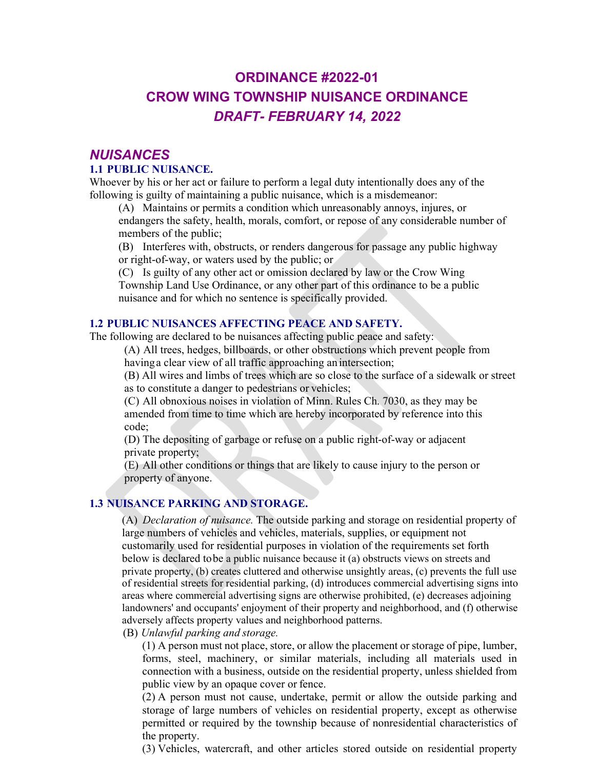# ORDINANCE #2022-01
# CROW WING TOWNSHIP NUISANCE ORDINANCE
# *DRAFT- FEBRUARY 14, 2022*

## *NUISANCES*

### 1.1 PUBLIC NUISANCE.

Whoever by his or her act or failure to perform a legal duty intentionally does any of the following is guilty of maintaining a public nuisance, which is a misdemeanor:

(A) Maintains or permits a condition which unreasonably annoys, injures, or endangers the safety, health, morals, comfort, or repose of any considerable number of members of the public;

(B) Interferes with, obstructs, or renders dangerous for passage any public highway or right-of-way, or waters used by the public; or

(C) Is guilty of any other act or omission declared by law or the Crow Wing Township Land Use Ordinance, or any other part of this ordinance to be a public nuisance and for which no sentence is specifically provided.

### 1.2 PUBLIC NUISANCES AFFECTING PEACE AND SAFETY.

The following are declared to be nuisances affecting public peace and safety:

(A) All trees, hedges, billboards, or other obstructions which prevent people from having a clear view of all traffic approaching an intersection;

(B) All wires and limbs of trees which are so close to the surface of a sidewalk or street as to constitute a danger to pedestrians or vehicles;

(C) All obnoxious noises in violation of Minn. Rules Ch. 7030, as they may be amended from time to time which are hereby incorporated by reference into this code;

(D) The depositing of garbage or refuse on a public right-of-way or adjacent private property;

(E) All other conditions or things that are likely to cause injury to the person or property of anyone.

### 1.3 NUISANCE PARKING AND STORAGE.

(A) *Declaration of nuisance.* The outside parking and storage on residential property of large numbers of vehicles and vehicles, materials, supplies, or equipment not customarily used for residential purposes in violation of the requirements set forth below is declared to be a public nuisance because it (a) obstructs views on streets and private property, (b) creates cluttered and otherwise unsightly areas, (c) prevents the full use of residential streets for residential parking, (d) introduces commercial advertising signs into areas where commercial advertising signs are otherwise prohibited, (e) decreases adjoining landowners' and occupants' enjoyment of their property and neighborhood, and (f) otherwise adversely affects property values and neighborhood patterns.

(B) *Unlawful parking and storage.*

(1) A person must not place, store, or allow the placement or storage of pipe, lumber, forms, steel, machinery, or similar materials, including all materials used in connection with a business, outside on the residential property, unless shielded from public view by an opaque cover or fence.

(2) A person must not cause, undertake, permit or allow the outside parking and storage of large numbers of vehicles on residential property, except as otherwise permitted or required by the township because of nonresidential characteristics of the property.

(3) Vehicles, watercraft, and other articles stored outside on residential property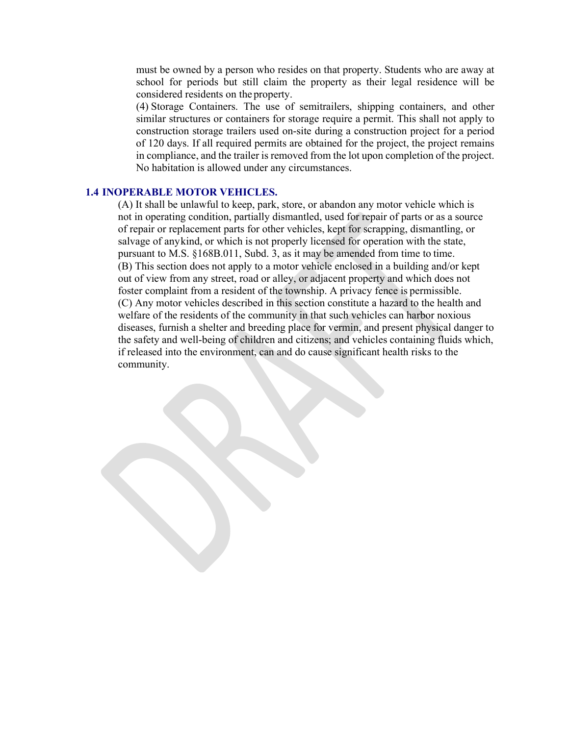must be owned by a person who resides on that property. Students who are away at school for periods but still claim the property as their legal residence will be considered residents on the property.

(4) Storage Containers. The use of semitrailers, shipping containers, and other similar structures or containers for storage require a permit. This shall not apply to construction storage trailers used on-site during a construction project for a period of 120 days. If all required permits are obtained for the project, the project remains in compliance, and the trailer is removed from the lot upon completion of the project. No habitation is allowed under any circumstances.

### 1.4 INOPERABLE MOTOR VEHICLES.

(A) It shall be unlawful to keep, park, store, or abandon any motor vehicle which is not in operating condition, partially dismantled, used for repair of parts or as a source of repair or replacement parts for other vehicles, kept for scrapping, dismantling, or salvage of anykind, or which is not properly licensed for operation with the state, pursuant to M.S. §168B.011, Subd. 3, as it may be amended from time to time.

(B) This section does not apply to a motor vehicle enclosed in a building and/or kept out of view from any street, road or alley, or adjacent property and which does not foster complaint from a resident of the township. A privacy fence is permissible.

(C) Any motor vehicles described in this section constitute a hazard to the health and welfare of the residents of the community in that such vehicles can harbor noxious diseases, furnish a shelter and breeding place for vermin, and present physical danger to the safety and well-being of children and citizens; and vehicles containing fluids which, if released into the environment, can and do cause significant health risks to the community.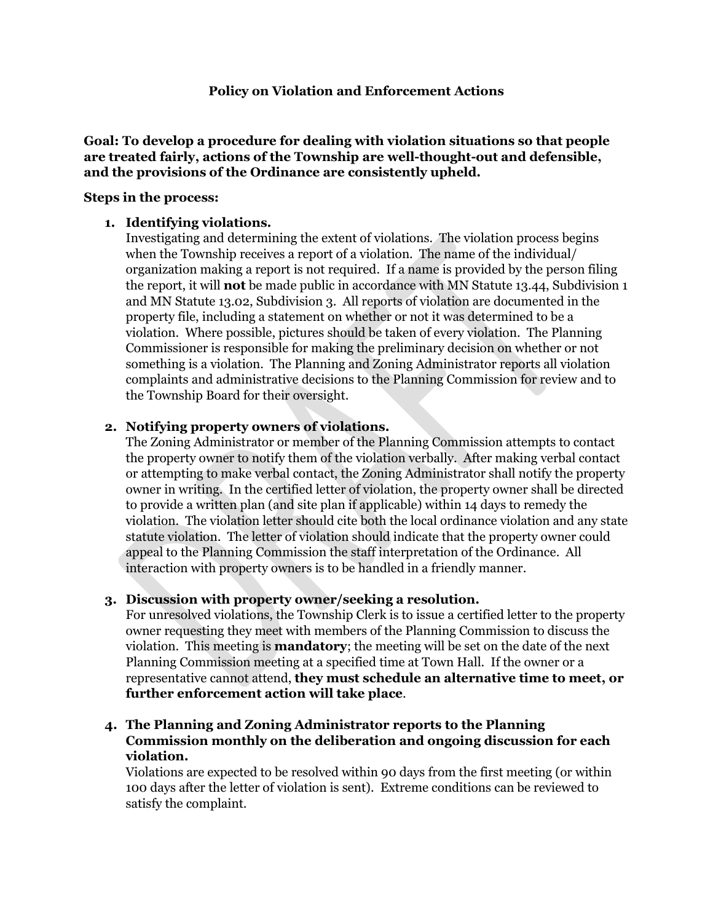## Policy on Violation and Enforcement Actions

**Goal: To develop a procedure for dealing with violation situations so that people are treated fairly, actions of the Township are well-thought-out and defensible, and the provisions of the Ordinance are consistently upheld.**

**Steps in the process:**

1. **Identifying violations.**
   Investigating and determining the extent of violations. The violation process begins when the Township receives a report of a violation. The name of the individual/ organization making a report is not required. If a name is provided by the person filing the report, it will **not** be made public in accordance with MN Statute 13.44, Subdivision 1 and MN Statute 13.02, Subdivision 3. All reports of violation are documented in the property file, including a statement on whether or not it was determined to be a violation. Where possible, pictures should be taken of every violation. The Planning Commissioner is responsible for making the preliminary decision on whether or not something is a violation. The Planning and Zoning Administrator reports all violation complaints and administrative decisions to the Planning Commission for review and to the Township Board for their oversight.

2. **Notifying property owners of violations.**
   The Zoning Administrator or member of the Planning Commission attempts to contact the property owner to notify them of the violation verbally. After making verbal contact or attempting to make verbal contact, the Zoning Administrator shall notify the property owner in writing. In the certified letter of violation, the property owner shall be directed to provide a written plan (and site plan if applicable) within 14 days to remedy the violation. The violation letter should cite both the local ordinance violation and any state statute violation. The letter of violation should indicate that the property owner could appeal to the Planning Commission the staff interpretation of the Ordinance. All interaction with property owners is to be handled in a friendly manner.

3. **Discussion with property owner/seeking a resolution.**
   For unresolved violations, the Township Clerk is to issue a certified letter to the property owner requesting they meet with members of the Planning Commission to discuss the violation. This meeting is **mandatory**; the meeting will be set on the date of the next Planning Commission meeting at a specified time at Town Hall. If the owner or a representative cannot attend, **they must schedule an alternative time to meet, or further enforcement action will take place**.

4. **The Planning and Zoning Administrator reports to the Planning Commission monthly on the deliberation and ongoing discussion for each violation.**
   Violations are expected to be resolved within 90 days from the first meeting (or within 100 days after the letter of violation is sent). Extreme conditions can be reviewed to satisfy the complaint.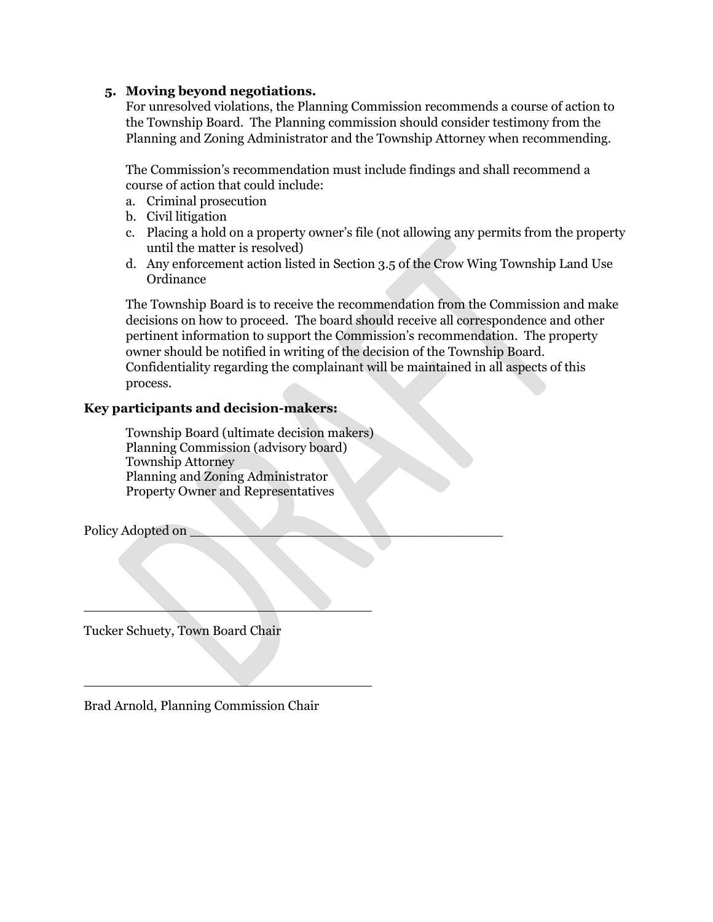5. **Moving beyond negotiations.**

   For unresolved violations, the Planning Commission recommends a course of action to the Township Board. The Planning commission should consider testimony from the Planning and Zoning Administrator and the Township Attorney when recommending.

   The Commission's recommendation must include findings and shall recommend a course of action that could include:

   a. Criminal prosecution
   b. Civil litigation
   c. Placing a hold on a property owner's file (not allowing any permits from the property until the matter is resolved)
   d. Any enforcement action listed in Section 3.5 of the Crow Wing Township Land Use Ordinance

   The Township Board is to receive the recommendation from the Commission and make decisions on how to proceed. The board should receive all correspondence and other pertinent information to support the Commission's recommendation. The property owner should be notified in writing of the decision of the Township Board. Confidentiality regarding the complainant will be maintained in all aspects of this process.

**Key participants and decision-makers:**

Township Board (ultimate decision makers)
Planning Commission (advisory board)
Township Attorney
Planning and Zoning Administrator
Property Owner and Representatives

Policy Adopted on ______________________________________

____________________________________

Tucker Schuety, Town Board Chair

____________________________________

Brad Arnold, Planning Commission Chair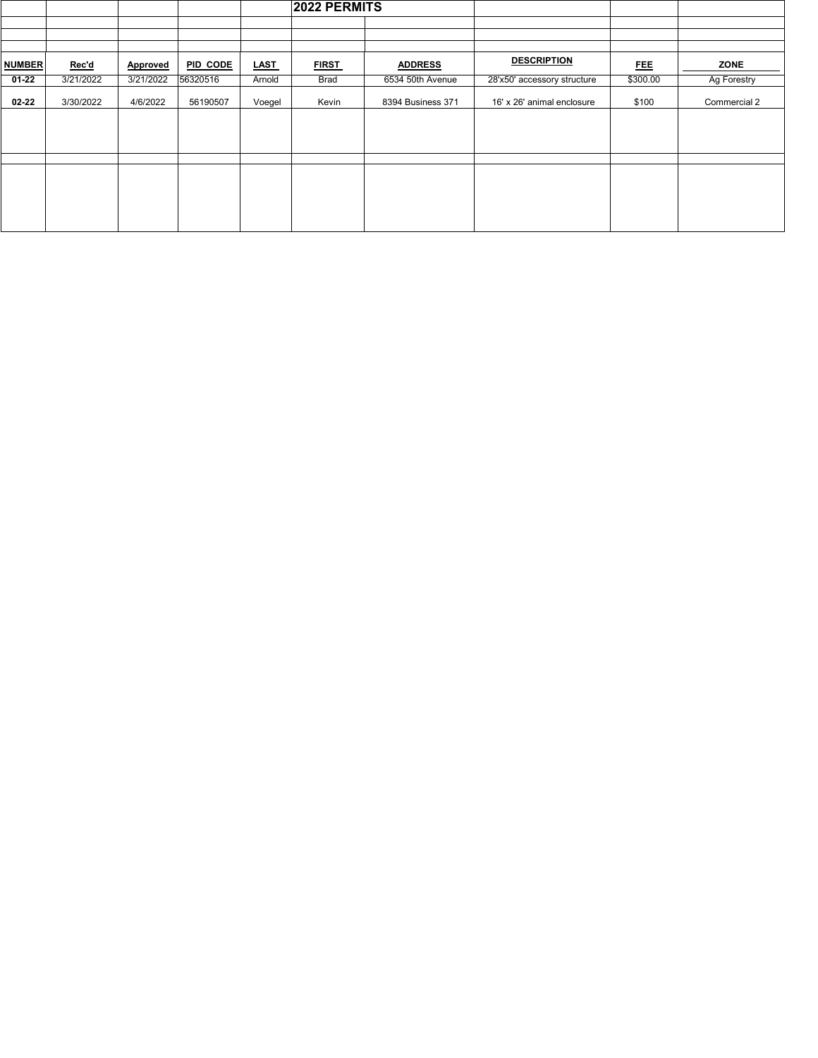## 2022 PERMITS

| NUMBER | Rec'd | Approved | PID CODE | LAST | FIRST | ADDRESS | DESCRIPTION | FEE | ZONE |
|---|---|---|---|---|---|---|---|---|---|
| 01-22 | 3/21/2022 | 3/21/2022 | 56320516 | Arnold | Brad | 6534 50th Avenue | 28'x50' accessory structure | $300.00 | Ag Forestry |
| 02-22 | 3/30/2022 | 4/6/2022 | 56190507 | Voegel | Kevin | 8394 Business 371 | 16' x 26' animal enclosure | $100 | Commercial 2 |